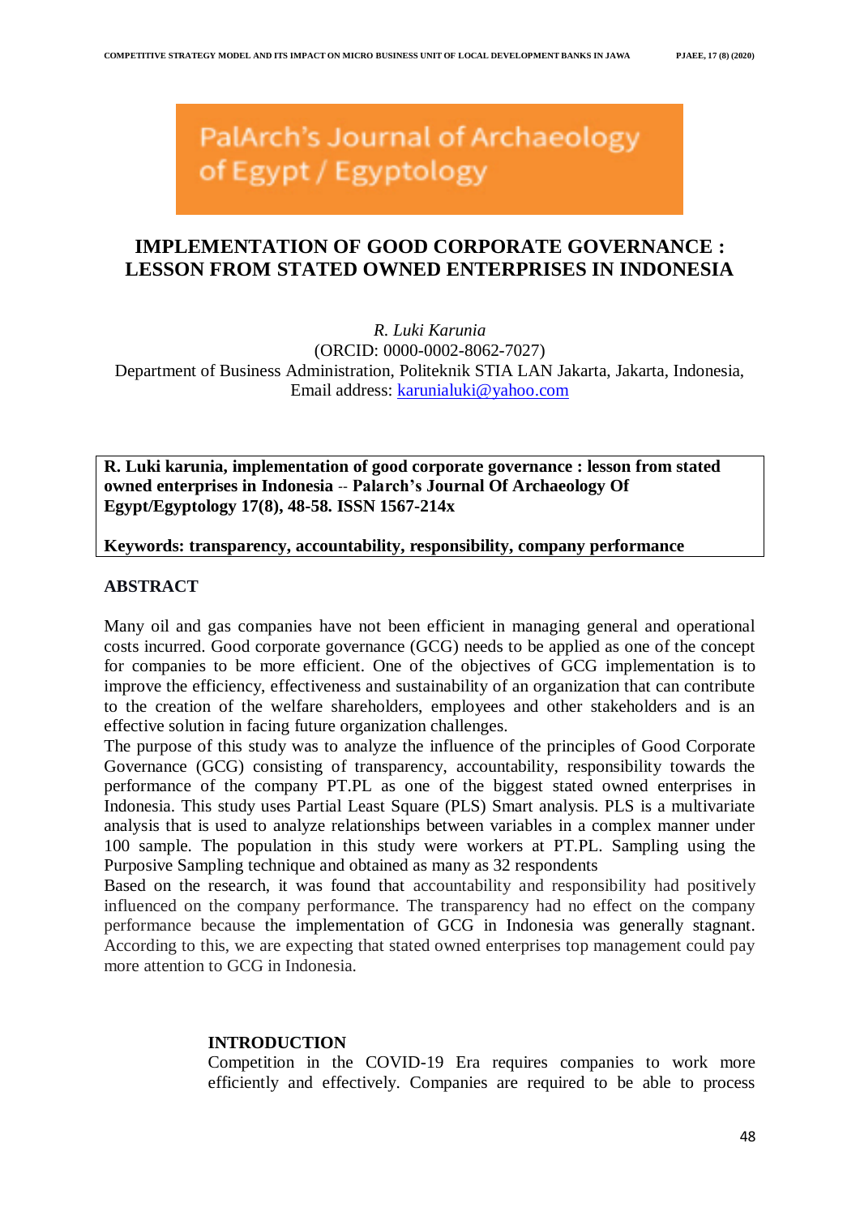PalArch's Journal of Archaeology of Egypt / Egyptology

# IMPLEMENTATION OF GOOD CORPORATE GOVERNANCE : LESSON FROM STATED OWNED ENTERPRISES IN INDONESIA

*R. Luki Karunia*

(ORCID: 0000-0002-8062-7027)

Department of Business Administration, Politeknik STIA LAN Jakarta, Jakarta, Indonesia,

Email address: karunialuki@yahoo.com

**R. Luki karunia, implementation of good corporate governance : lesson from stated owned enterprises in Indonesia -- Palarch's Journal Of Archaeology Of Egypt/Egyptology 17(8), 48-58. ISSN 1567-214x**

**Keywords: transparency, accountability, responsibility, company performance**

## ABSTRACT

Many oil and gas companies have not been efficient in managing general and operational costs incurred. Good corporate governance (GCG) needs to be applied as one of the concept for companies to be more efficient. One of the objectives of GCG implementation is to improve the efficiency, effectiveness and sustainability of an organization that can contribute to the creation of the welfare shareholders, employees and other stakeholders and is an effective solution in facing future organization challenges.

The purpose of this study was to analyze the influence of the principles of Good Corporate Governance (GCG) consisting of transparency, accountability, responsibility towards the performance of the company PT.PL as one of the biggest stated owned enterprises in Indonesia. This study uses Partial Least Square (PLS) Smart analysis. PLS is a multivariate analysis that is used to analyze relationships between variables in a complex manner under 100 sample. The population in this study were workers at PT.PL. Sampling using the Purposive Sampling technique and obtained as many as 32 respondents

Based on the research, it was found that accountability and responsibility had positively influenced on the company performance. The transparency had no effect on the company performance because the implementation of GCG in Indonesia was generally stagnant. According to this, we are expecting that stated owned enterprises top management could pay more attention to GCG in Indonesia.

## INTRODUCTION

Competition in the COVID-19 Era requires companies to work more efficiently and effectively. Companies are required to be able to process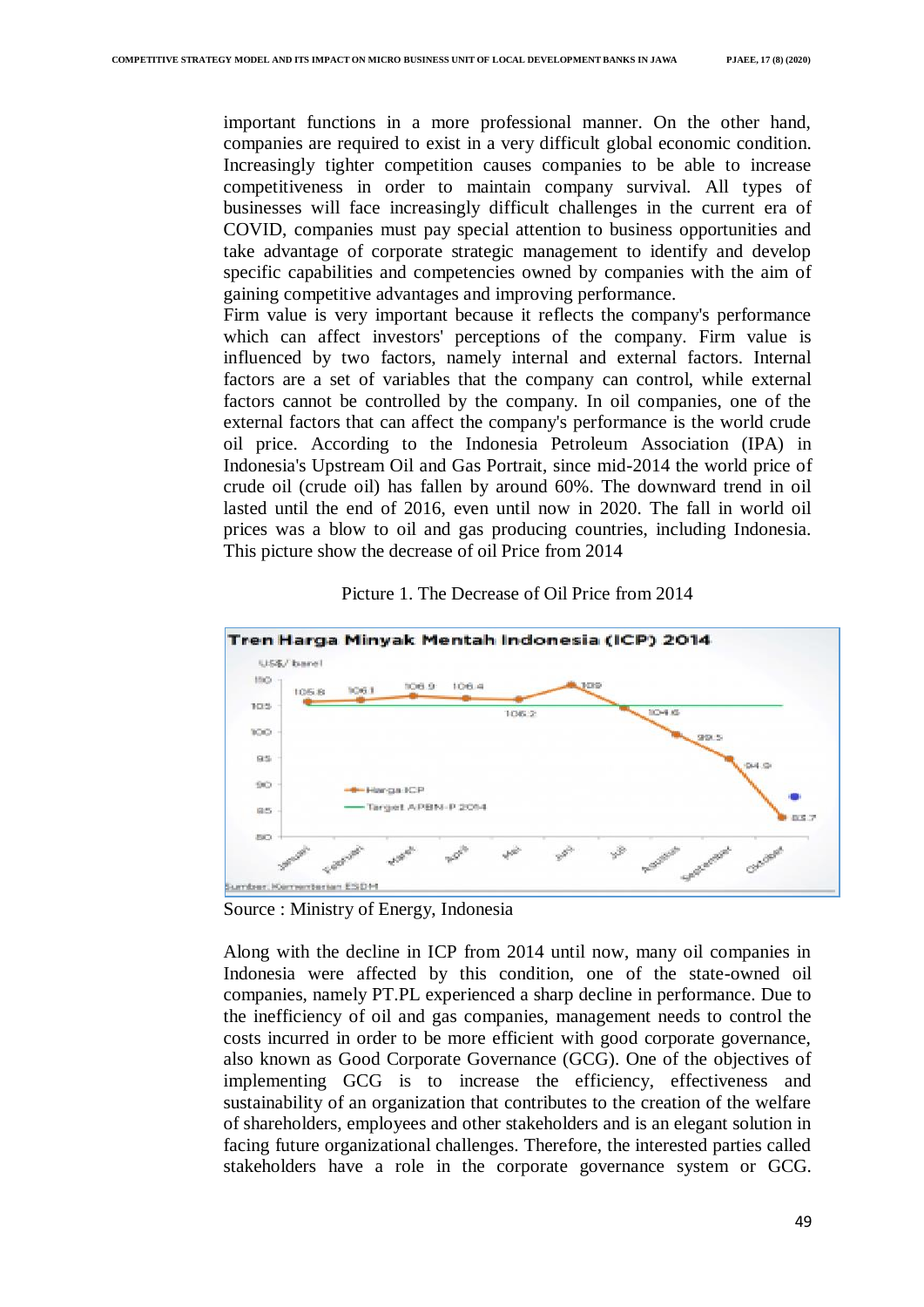important functions in a more professional manner. On the other hand, companies are required to exist in a very difficult global economic condition. Increasingly tighter competition causes companies to be able to increase competitiveness in order to maintain company survival. All types of businesses will face increasingly difficult challenges in the current era of COVID, companies must pay special attention to business opportunities and take advantage of corporate strategic management to identify and develop specific capabilities and competencies owned by companies with the aim of gaining competitive advantages and improving performance.

Firm value is very important because it reflects the company's performance which can affect investors' perceptions of the company. Firm value is influenced by two factors, namely internal and external factors. Internal factors are a set of variables that the company can control, while external factors cannot be controlled by the company. In oil companies, one of the external factors that can affect the company's performance is the world crude oil price. According to the Indonesia Petroleum Association (IPA) in Indonesia's Upstream Oil and Gas Portrait, since mid-2014 the world price of crude oil (crude oil) has fallen by around 60%. The downward trend in oil lasted until the end of 2016, even until now in 2020. The fall in world oil prices was a blow to oil and gas producing countries, including Indonesia. This picture show the decrease of oil Price from 2014

Picture 1. The Decrease of Oil Price from 2014

Source : Ministry of Energy, Indonesia

Along with the decline in ICP from 2014 until now, many oil companies in Indonesia were affected by this condition, one of the state-owned oil companies, namely PT.PL experienced a sharp decline in performance. Due to the inefficiency of oil and gas companies, management needs to control the costs incurred in order to be more efficient with good corporate governance, also known as Good Corporate Governance (GCG). One of the objectives of implementing GCG is to increase the efficiency, effectiveness and sustainability of an organization that contributes to the creation of the welfare of shareholders, employees and other stakeholders and is an elegant solution in facing future organizational challenges. Therefore, the interested parties called stakeholders have a role in the corporate governance system or GCG.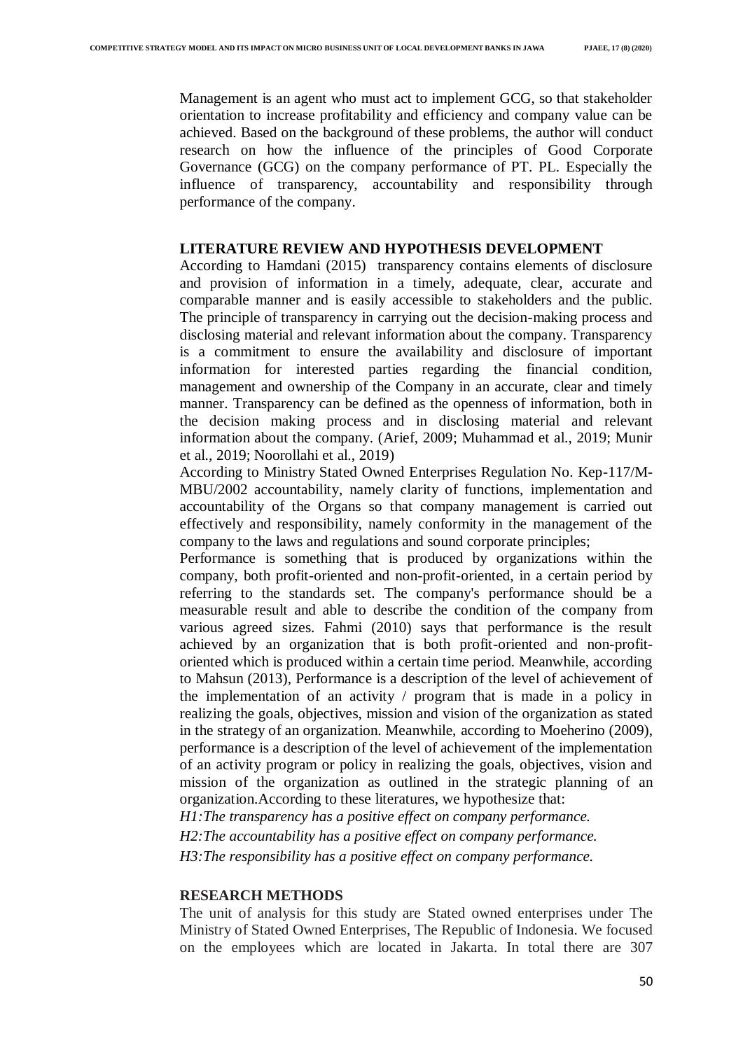Management is an agent who must act to implement GCG, so that stakeholder orientation to increase profitability and efficiency and company value can be achieved. Based on the background of these problems, the author will conduct research on how the influence of the principles of Good Corporate Governance (GCG) on the company performance of PT. PL. Especially the influence of transparency, accountability and responsibility through performance of the company.

## LITERATURE REVIEW AND HYPOTHESIS DEVELOPMENT

According to Hamdani (2015) transparency contains elements of disclosure and provision of information in a timely, adequate, clear, accurate and comparable manner and is easily accessible to stakeholders and the public. The principle of transparency in carrying out the decision-making process and disclosing material and relevant information about the company. Transparency is a commitment to ensure the availability and disclosure of important information for interested parties regarding the financial condition, management and ownership of the Company in an accurate, clear and timely manner. Transparency can be defined as the openness of information, both in the decision making process and in disclosing material and relevant information about the company. (Arief, 2009; Muhammad et al., 2019; Munir et al., 2019; Noorollahi et al., 2019)

According to Ministry Stated Owned Enterprises Regulation No. Kep-117/M-MBU/2002 accountability, namely clarity of functions, implementation and accountability of the Organs so that company management is carried out effectively and responsibility, namely conformity in the management of the company to the laws and regulations and sound corporate principles;

Performance is something that is produced by organizations within the company, both profit-oriented and non-profit-oriented, in a certain period by referring to the standards set. The company's performance should be a measurable result and able to describe the condition of the company from various agreed sizes. Fahmi (2010) says that performance is the result achieved by an organization that is both profit-oriented and non-profit-oriented which is produced within a certain time period. Meanwhile, according to Mahsun (2013), Performance is a description of the level of achievement of the implementation of an activity / program that is made in a policy in realizing the goals, objectives, mission and vision of the organization as stated in the strategy of an organization. Meanwhile, according to Moeherino (2009), performance is a description of the level of achievement of the implementation of an activity program or policy in realizing the goals, objectives, vision and mission of the organization as outlined in the strategic planning of an organization.According to these literatures, we hypothesize that:

*H1:The transparency has a positive effect on company performance.*

*H2:The accountability has a positive effect on company performance.*

*H3:The responsibility has a positive effect on company performance.*

## RESEARCH METHODS

The unit of analysis for this study are Stated owned enterprises under The Ministry of Stated Owned Enterprises, The Republic of Indonesia. We focused on the employees which are located in Jakarta. In total there are 307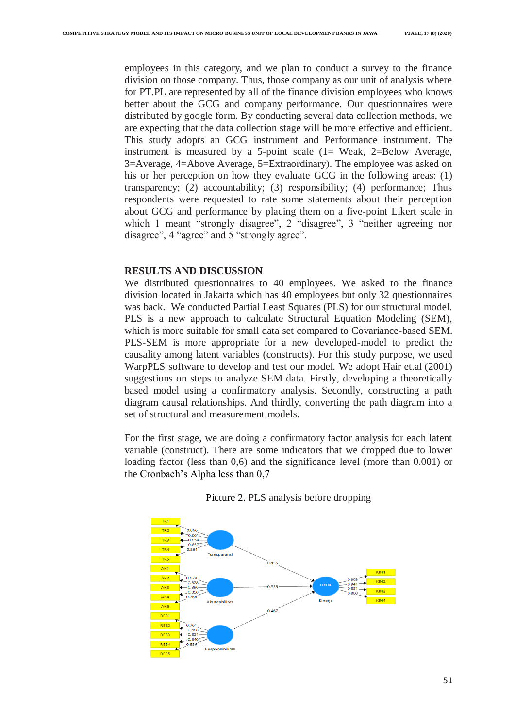employees in this category, and we plan to conduct a survey to the finance division on those company. Thus, those company as our unit of analysis where for PT.PL are represented by all of the finance division employees who knows better about the GCG and company performance. Our questionnaires were distributed by google form. By conducting several data collection methods, we are expecting that the data collection stage will be more effective and efficient. This study adopts an GCG instrument and Performance instrument. The instrument is measured by a 5-point scale (1= Weak, 2=Below Average, 3=Average, 4=Above Average, 5=Extraordinary). The employee was asked on his or her perception on how they evaluate GCG in the following areas: (1) transparency; (2) accountability; (3) responsibility; (4) performance; Thus respondents were requested to rate some statements about their perception about GCG and performance by placing them on a five-point Likert scale in which 1 meant "strongly disagree", 2 "disagree", 3 "neither agreeing nor disagree", 4 "agree" and 5 "strongly agree".

## RESULTS AND DISCUSSION

We distributed questionnaires to 40 employees. We asked to the finance division located in Jakarta which has 40 employees but only 32 questionnaires was back. We conducted Partial Least Squares (PLS) for our structural model. PLS is a new approach to calculate Structural Equation Modeling (SEM), which is more suitable for small data set compared to Covariance-based SEM. PLS-SEM is more appropriate for a new developed-model to predict the causality among latent variables (constructs). For this study purpose, we used WarpPLS software to develop and test our model. We adopt Hair et.al (2001) suggestions on steps to analyze SEM data. Firstly, developing a theoretically based model using a confirmatory analysis. Secondly, constructing a path diagram causal relationships. And thirdly, converting the path diagram into a set of structural and measurement models.

For the first stage, we are doing a confirmatory factor analysis for each latent variable (construct). There are some indicators that we dropped due to lower loading factor (less than 0,6) and the significance level (more than 0.001) or the Cronbach's Alpha less than 0,7

Picture 2. PLS analysis before dropping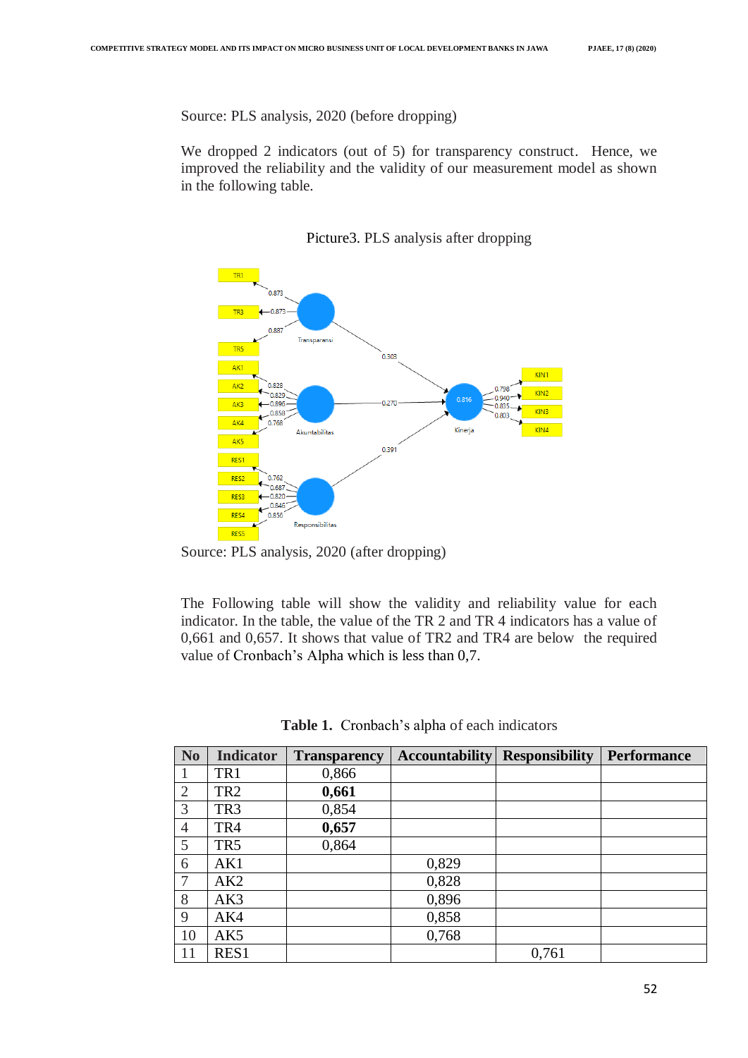Source: PLS analysis, 2020 (before dropping)

We dropped 2 indicators (out of 5) for transparency construct. Hence, we improved the reliability and the validity of our measurement model as shown in the following table.

Picture3. PLS analysis after dropping

Source: PLS analysis, 2020 (after dropping)

The Following table will show the validity and reliability value for each indicator. In the table, the value of the TR 2 and TR 4 indicators has a value of 0,661 and 0,657. It shows that value of TR2 and TR4 are below the required value of Cronbach's Alpha which is less than 0,7.

**Table 1.** Cronbach's alpha of each indicators

| No | Indicator | Transparency | Accountability | Responsibility | Performance |
|---|---|---|---|---|---|
| 1 | TR1 | 0,866 | | | |
| 2 | TR2 | **0,661** | | | |
| 3 | TR3 | 0,854 | | | |
| 4 | TR4 | **0,657** | | | |
| 5 | TR5 | 0,864 | | | |
| 6 | AK1 | | 0,829 | | |
| 7 | AK2 | | 0,828 | | |
| 8 | AK3 | | 0,896 | | |
| 9 | AK4 | | 0,858 | | |
| 10 | AK5 | | 0,768 | | |
| 11 | RES1 | | | 0,761 | |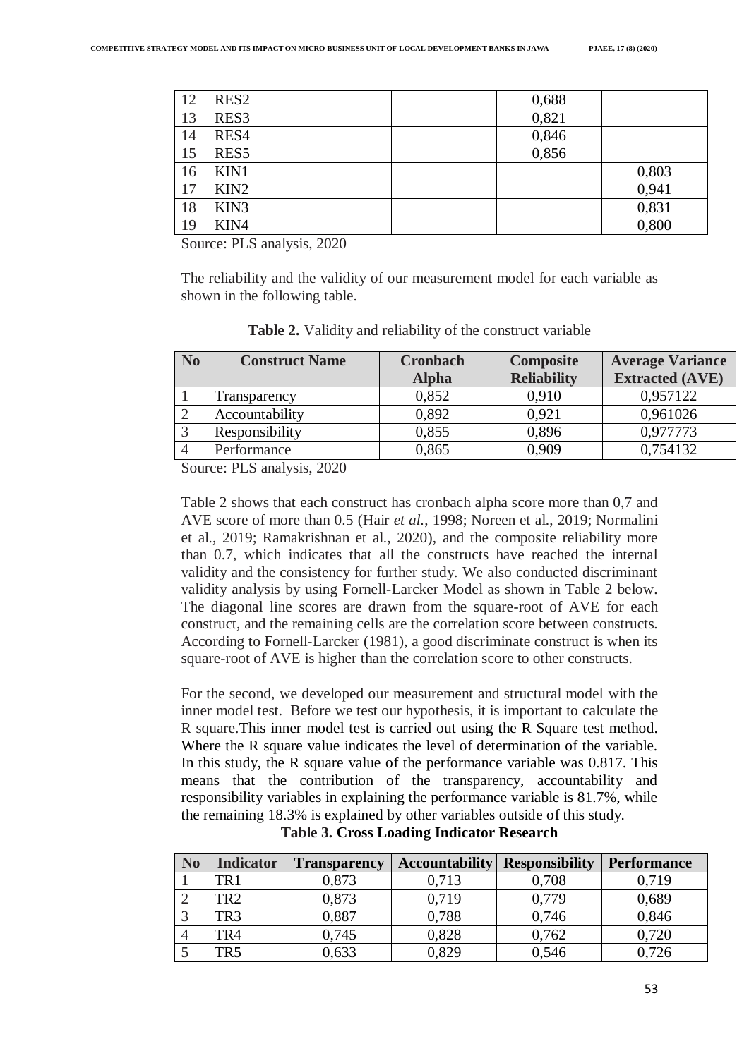| 12 | RES2 | | | 0,688 | |
|---|---|---|---|---|---|
| 13 | RES3 | | | 0,821 | |
| 14 | RES4 | | | 0,846 | |
| 15 | RES5 | | | 0,856 | |
| 16 | KIN1 | | | | 0,803 |
| 17 | KIN2 | | | | 0,941 |
| 18 | KIN3 | | | | 0,831 |
| 19 | KIN4 | | | | 0,800 |

Source: PLS analysis, 2020

The reliability and the validity of our measurement model for each variable as shown in the following table.

**Table 2.** Validity and reliability of the construct variable

| No | Construct Name | Cronbach Alpha | Composite Reliability | Average Variance Extracted (AVE) |
|---|---|---|---|---|
| 1 | Transparency | 0,852 | 0,910 | 0,957122 |
| 2 | Accountability | 0,892 | 0,921 | 0,961026 |
| 3 | Responsibility | 0,855 | 0,896 | 0,977773 |
| 4 | Performance | 0,865 | 0,909 | 0,754132 |

Source: PLS analysis, 2020

Table 2 shows that each construct has cronbach alpha score more than 0,7 and AVE score of more than 0.5 (Hair *et al.*, 1998; Noreen et al., 2019; Normalini et al., 2019; Ramakrishnan et al., 2020), and the composite reliability more than 0.7, which indicates that all the constructs have reached the internal validity and the consistency for further study. We also conducted discriminant validity analysis by using Fornell-Larcker Model as shown in Table 2 below. The diagonal line scores are drawn from the square-root of AVE for each construct, and the remaining cells are the correlation score between constructs. According to Fornell-Larcker (1981), a good discriminate construct is when its square-root of AVE is higher than the correlation score to other constructs.

For the second, we developed our measurement and structural model with the inner model test. Before we test our hypothesis, it is important to calculate the R square.This inner model test is carried out using the R Square test method. Where the R square value indicates the level of determination of the variable. In this study, the R square value of the performance variable was 0.817. This means that the contribution of the transparency, accountability and responsibility variables in explaining the performance variable is 81.7%, while the remaining 18.3% is explained by other variables outside of this study.

**Table 3. Cross Loading Indicator Research**

| No | Indicator | Transparency | Accountability | Responsibility | Performance |
|---|---|---|---|---|---|
| 1 | TR1 | 0,873 | 0,713 | 0,708 | 0,719 |
| 2 | TR2 | 0,873 | 0,719 | 0,779 | 0,689 |
| 3 | TR3 | 0,887 | 0,788 | 0,746 | 0,846 |
| 4 | TR4 | 0,745 | 0,828 | 0,762 | 0,720 |
| 5 | TR5 | 0,633 | 0,829 | 0,546 | 0,726 |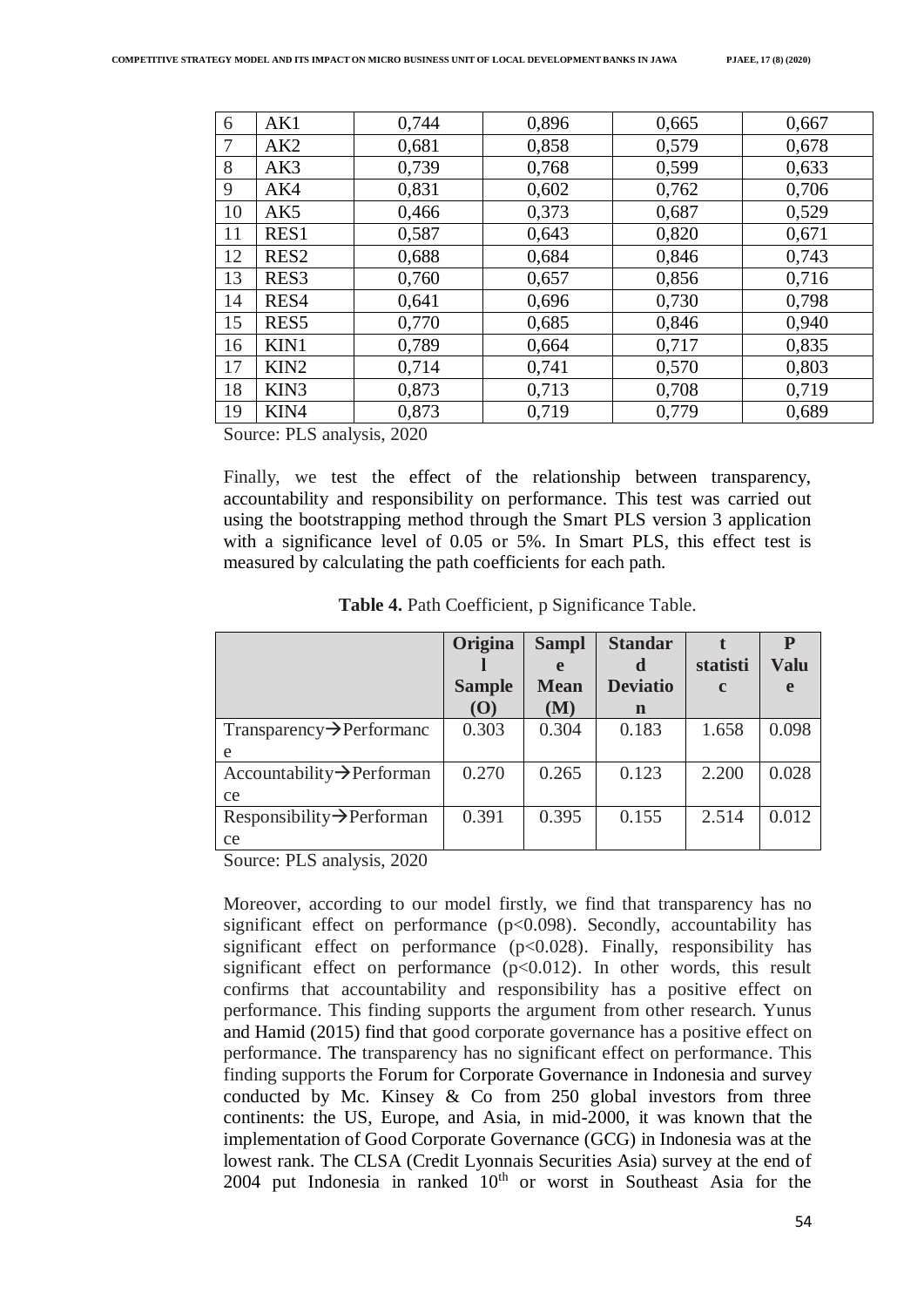| 6 | AK1 | 0,744 | 0,896 | 0,665 | 0,667 |
|---|---|---|---|---|---|
| 7 | AK2 | 0,681 | 0,858 | 0,579 | 0,678 |
| 8 | AK3 | 0,739 | 0,768 | 0,599 | 0,633 |
| 9 | AK4 | 0,831 | 0,602 | 0,762 | 0,706 |
| 10 | AK5 | 0,466 | 0,373 | 0,687 | 0,529 |
| 11 | RES1 | 0,587 | 0,643 | 0,820 | 0,671 |
| 12 | RES2 | 0,688 | 0,684 | 0,846 | 0,743 |
| 13 | RES3 | 0,760 | 0,657 | 0,856 | 0,716 |
| 14 | RES4 | 0,641 | 0,696 | 0,730 | 0,798 |
| 15 | RES5 | 0,770 | 0,685 | 0,846 | 0,940 |
| 16 | KIN1 | 0,789 | 0,664 | 0,717 | 0,835 |
| 17 | KIN2 | 0,714 | 0,741 | 0,570 | 0,803 |
| 18 | KIN3 | 0,873 | 0,713 | 0,708 | 0,719 |
| 19 | KIN4 | 0,873 | 0,719 | 0,779 | 0,689 |

Source: PLS analysis, 2020

Finally, we test the effect of the relationship between transparency, accountability and responsibility on performance. This test was carried out using the bootstrapping method through the Smart PLS version 3 application with a significance level of 0.05 or 5%. In Smart PLS, this effect test is measured by calculating the path coefficients for each path.

**Table 4.** Path Coefficient, p Significance Table.

| | **Original Sample (O)** | **Sample Mean (M)** | **Standard Deviation** | **t statistic** | **P Value** |
|---|---|---|---|---|---|
| Transparency→Performance | 0.303 | 0.304 | 0.183 | 1.658 | 0.098 |
| Accountability→Performance | 0.270 | 0.265 | 0.123 | 2.200 | 0.028 |
| Responsibility→Performance | 0.391 | 0.395 | 0.155 | 2.514 | 0.012 |

Source: PLS analysis, 2020

Moreover, according to our model firstly, we find that transparency has no significant effect on performance ($p<0.098$). Secondly, accountability has significant effect on performance ($p<0.028$). Finally, responsibility has significant effect on performance ($p<0.012$). In other words, this result confirms that accountability and responsibility has a positive effect on performance. This finding supports the argument from other research. Yunus and Hamid (2015) find that good corporate governance has a positive effect on performance. The transparency has no significant effect on performance. This finding supports the Forum for Corporate Governance in Indonesia and survey conducted by Mc. Kinsey & Co from 250 global investors from three continents: the US, Europe, and Asia, in mid-2000, it was known that the implementation of Good Corporate Governance (GCG) in Indonesia was at the lowest rank. The CLSA (Credit Lyonnais Securities Asia) survey at the end of 2004 put Indonesia in ranked 10th or worst in Southeast Asia for the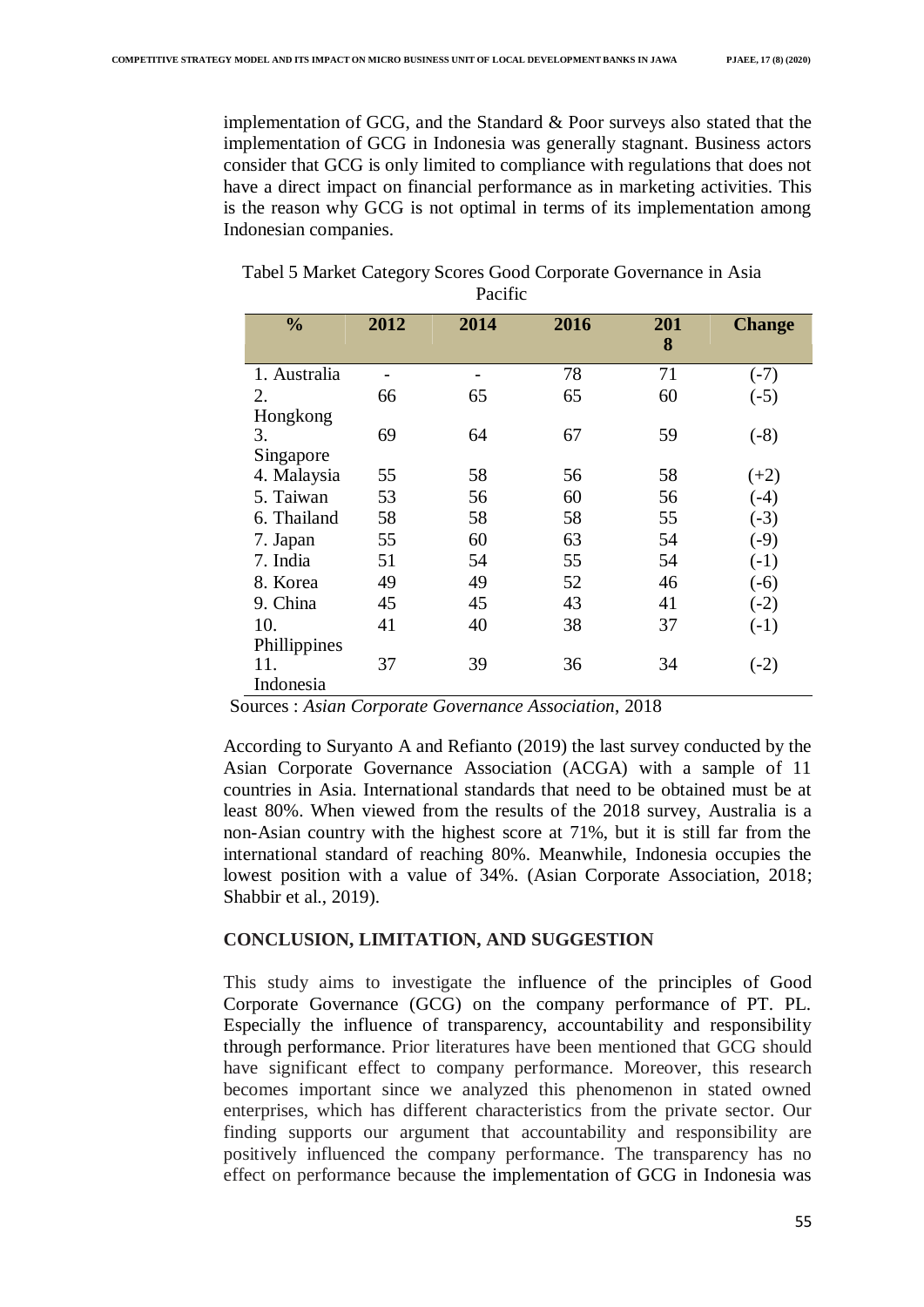implementation of GCG, and the Standard & Poor surveys also stated that the implementation of GCG in Indonesia was generally stagnant. Business actors consider that GCG is only limited to compliance with regulations that does not have a direct impact on financial performance as in marketing activities. This is the reason why GCG is not optimal in terms of its implementation among Indonesian companies.

Tabel 5 Market Category Scores Good Corporate Governance in Asia Pacific

| % | 2012 | 2014 | 2016 | 2018 | Change |
|---|---|---|---|---|---|
| 1. Australia | - | - | 78 | 71 | (-7) |
| 2. Hongkong | 66 | 65 | 65 | 60 | (-5) |
| 3. Singapore | 69 | 64 | 67 | 59 | (-8) |
| 4. Malaysia | 55 | 58 | 56 | 58 | (+2) |
| 5. Taiwan | 53 | 56 | 60 | 56 | (-4) |
| 6. Thailand | 58 | 58 | 58 | 55 | (-3) |
| 7. Japan | 55 | 60 | 63 | 54 | (-9) |
| 7. India | 51 | 54 | 55 | 54 | (-1) |
| 8. Korea | 49 | 49 | 52 | 46 | (-6) |
| 9. China | 45 | 45 | 43 | 41 | (-2) |
| 10. Phillippines | 41 | 40 | 38 | 37 | (-1) |
| 11. Indonesia | 37 | 39 | 36 | 34 | (-2) |

Sources : *Asian Corporate Governance Association*, 2018

According to Suryanto A and Refianto (2019) the last survey conducted by the Asian Corporate Governance Association (ACGA) with a sample of 11 countries in Asia. International standards that need to be obtained must be at least 80%. When viewed from the results of the 2018 survey, Australia is a non-Asian country with the highest score at 71%, but it is still far from the international standard of reaching 80%. Meanwhile, Indonesia occupies the lowest position with a value of 34%. (Asian Corporate Association, 2018; Shabbir et al., 2019).

## CONCLUSION, LIMITATION, AND SUGGESTION

This study aims to investigate the influence of the principles of Good Corporate Governance (GCG) on the company performance of PT. PL. Especially the influence of transparency, accountability and responsibility through performance. Prior literatures have been mentioned that GCG should have significant effect to company performance. Moreover, this research becomes important since we analyzed this phenomenon in stated owned enterprises, which has different characteristics from the private sector. Our finding supports our argument that accountability and responsibility are positively influenced the company performance. The transparency has no effect on performance because the implementation of GCG in Indonesia was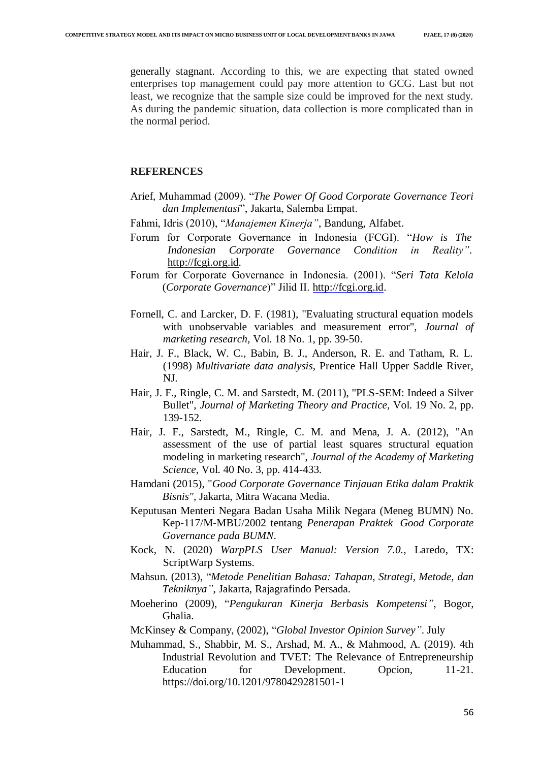generally stagnant. According to this, we are expecting that stated owned enterprises top management could pay more attention to GCG. Last but not least, we recognize that the sample size could be improved for the next study. As during the pandemic situation, data collection is more complicated than in the normal period.

## REFERENCES

Arief, Muhammad (2009). "*The Power Of Good Corporate Governance Teori dan Implementasi*", Jakarta, Salemba Empat.

Fahmi, Idris (2010), "*Manajemen Kinerja",* Bandung, Alfabet.

Forum for Corporate Governance in Indonesia (FCGI). "*How is The Indonesian Corporate Governance Condition in Reality"*. http://fcgi.org.id.

Forum for Corporate Governance in Indonesia. (2001). "*Seri Tata Kelola* (*Corporate Governance*)" Jilid II. http://fcgi.org.id.

Fornell, C. and Larcker, D. F. (1981), "Evaluating structural equation models with unobservable variables and measurement error", *Journal of marketing research*, Vol. 18 No. 1, pp. 39-50.

Hair, J. F., Black, W. C., Babin, B. J., Anderson, R. E. and Tatham, R. L. (1998) *Multivariate data analysis*, Prentice Hall Upper Saddle River, NJ.

Hair, J. F., Ringle, C. M. and Sarstedt, M. (2011), "PLS-SEM: Indeed a Silver Bullet", *Journal of Marketing Theory and Practice,* Vol. 19 No. 2, pp. 139-152.

Hair, J. F., Sarstedt, M., Ringle, C. M. and Mena, J. A. (2012), "An assessment of the use of partial least squares structural equation modeling in marketing research", *Journal of the Academy of Marketing Science*, Vol. 40 No. 3, pp. 414-433.

Hamdani (2015), "*Good Corporate Governance Tinjauan Etika dalam Praktik Bisnis",* Jakarta, Mitra Wacana Media.

Keputusan Menteri Negara Badan Usaha Milik Negara (Meneg BUMN) No. Kep-117/M-MBU/2002 tentang *Penerapan Praktek Good Corporate Governance pada BUMN*.

Kock, N. (2020) *WarpPLS User Manual: Version 7.0.,* Laredo, TX: ScriptWarp Systems.

Mahsun. (2013), "*Metode Penelitian Bahasa: Tahapan, Strategi, Metode, dan Tekniknya",* Jakarta, Rajagrafindo Persada.

Moeherino (2009), "*Pengukuran Kinerja Berbasis Kompetensi",* Bogor, Ghalia.

McKinsey & Company, (2002), "*Global Investor Opinion Survey"*. July

Muhammad, S., Shabbir, M. S., Arshad, M. A., & Mahmood, A. (2019). 4th Industrial Revolution and TVET: The Relevance of Entrepreneurship Education for Development. Opcion, 11-21. https://doi.org/10.1201/9780429281501-1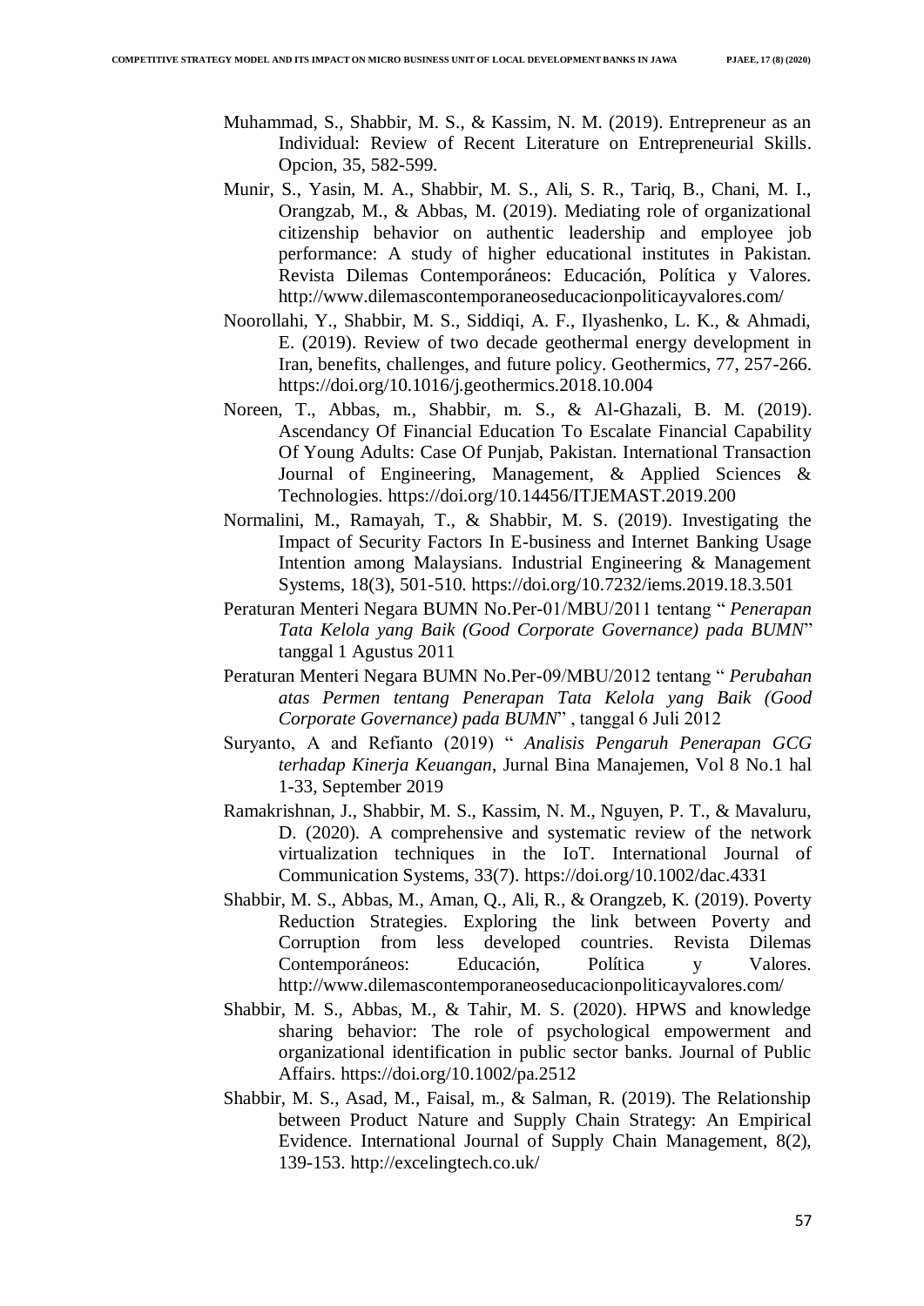Muhammad, S., Shabbir, M. S., & Kassim, N. M. (2019). Entrepreneur as an Individual: Review of Recent Literature on Entrepreneurial Skills. Opcion, 35, 582-599.

Munir, S., Yasin, M. A., Shabbir, M. S., Ali, S. R., Tariq, B., Chani, M. I., Orangzab, M., & Abbas, M. (2019). Mediating role of organizational citizenship behavior on authentic leadership and employee job performance: A study of higher educational institutes in Pakistan. Revista Dilemas Contemporáneos: Educación, Política y Valores. http://www.dilemascontemporaneoseducacionpoliticayvalores.com/

Noorollahi, Y., Shabbir, M. S., Siddiqi, A. F., Ilyashenko, L. K., & Ahmadi, E. (2019). Review of two decade geothermal energy development in Iran, benefits, challenges, and future policy. Geothermics, 77, 257-266. https://doi.org/10.1016/j.geothermics.2018.10.004

Noreen, T., Abbas, m., Shabbir, m. S., & Al-Ghazali, B. M. (2019). Ascendancy Of Financial Education To Escalate Financial Capability Of Young Adults: Case Of Punjab, Pakistan. International Transaction Journal of Engineering, Management, & Applied Sciences & Technologies. https://doi.org/10.14456/ITJEMAST.2019.200

Normalini, M., Ramayah, T., & Shabbir, M. S. (2019). Investigating the Impact of Security Factors In E-business and Internet Banking Usage Intention among Malaysians. Industrial Engineering & Management Systems, 18(3), 501-510. https://doi.org/10.7232/iems.2019.18.3.501

Peraturan Menteri Negara BUMN No.Per-01/MBU/2011 tentang " *Penerapan Tata Kelola yang Baik (Good Corporate Governance) pada BUMN*" tanggal 1 Agustus 2011

Peraturan Menteri Negara BUMN No.Per-09/MBU/2012 tentang " *Perubahan atas Permen tentang Penerapan Tata Kelola yang Baik (Good Corporate Governance) pada BUMN*" , tanggal 6 Juli 2012

Suryanto, A and Refianto (2019) " *Analisis Pengaruh Penerapan GCG terhadap Kinerja Keuangan*, Jurnal Bina Manajemen, Vol 8 No.1 hal 1-33, September 2019

Ramakrishnan, J., Shabbir, M. S., Kassim, N. M., Nguyen, P. T., & Mavaluru, D. (2020). A comprehensive and systematic review of the network virtualization techniques in the IoT. International Journal of Communication Systems, 33(7). https://doi.org/10.1002/dac.4331

Shabbir, M. S., Abbas, M., Aman, Q., Ali, R., & Orangzeb, K. (2019). Poverty Reduction Strategies. Exploring the link between Poverty and Corruption from less developed countries. Revista Dilemas Contemporáneos: Educación, Política y Valores. http://www.dilemascontemporaneoseducacionpoliticayvalores.com/

Shabbir, M. S., Abbas, M., & Tahir, M. S. (2020). HPWS and knowledge sharing behavior: The role of psychological empowerment and organizational identification in public sector banks. Journal of Public Affairs. https://doi.org/10.1002/pa.2512

Shabbir, M. S., Asad, M., Faisal, m., & Salman, R. (2019). The Relationship between Product Nature and Supply Chain Strategy: An Empirical Evidence. International Journal of Supply Chain Management, 8(2), 139-153. http://excelingtech.co.uk/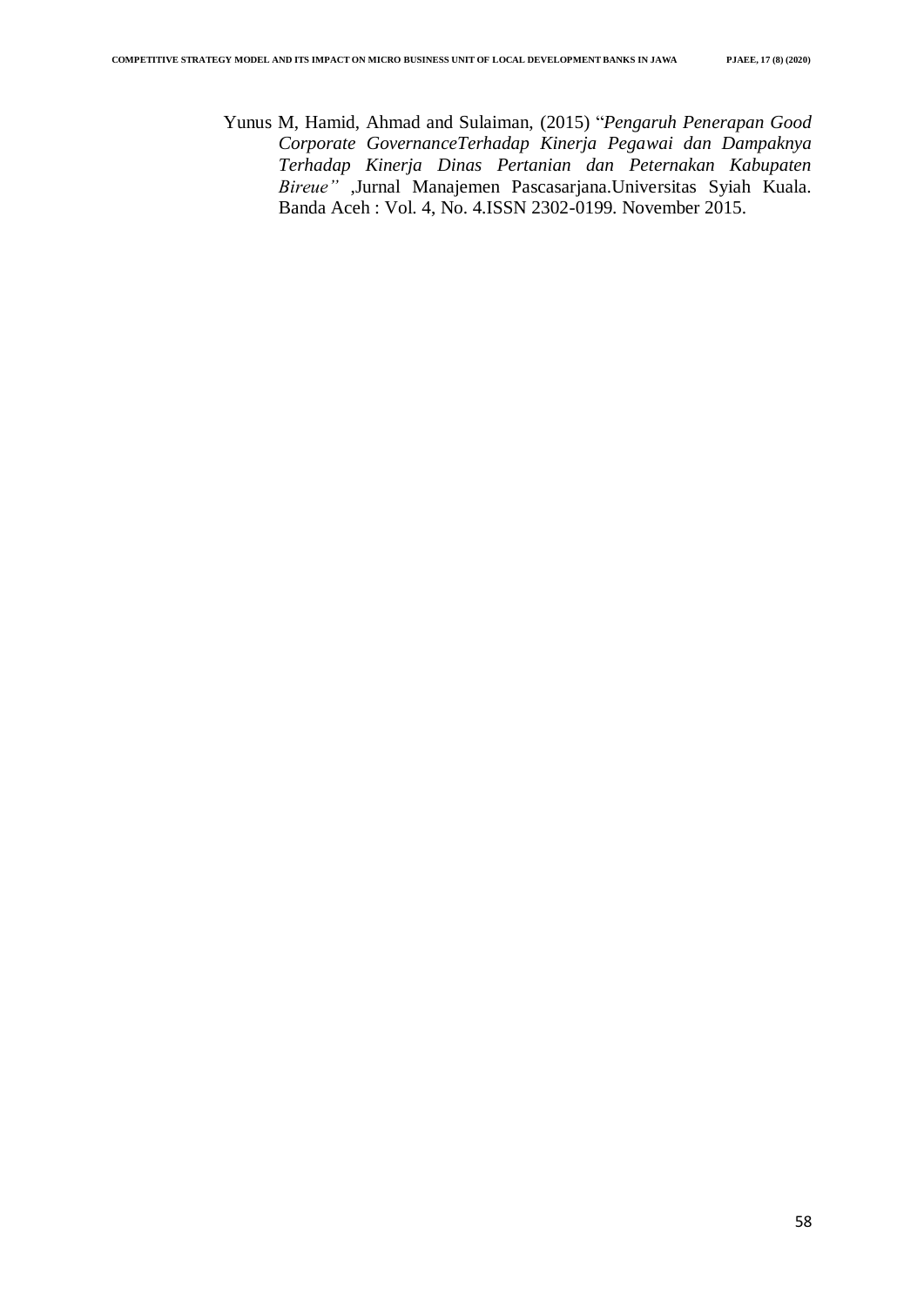Yunus M, Hamid, Ahmad and Sulaiman, (2015) "*Pengaruh Penerapan Good Corporate GovernanceTerhadap Kinerja Pegawai dan Dampaknya Terhadap Kinerja Dinas Pertanian dan Peternakan Kabupaten Bireue"* ,Jurnal Manajemen Pascasarjana.Universitas Syiah Kuala. Banda Aceh : Vol. 4, No. 4.ISSN 2302-0199. November 2015.